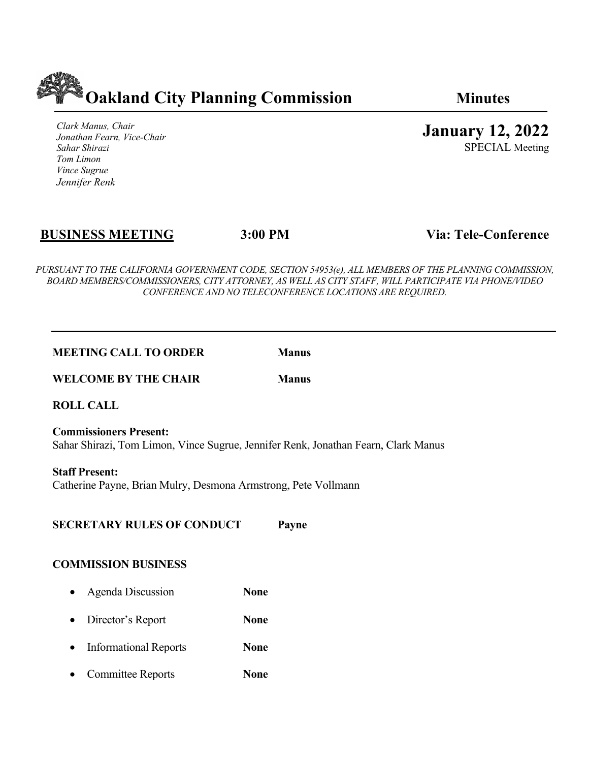# Oakland City Planning Commission

**Minutes**

*Clark Manus, Chair*
*Jonathan Fearn, Vice-Chair*
*Sahar Shirazi*
*Tom Limon*
*Vince Sugrue*
*Jennifer Renk*

**January 12, 2022**
SPECIAL Meeting

**BUSINESS MEETING** **3:00 PM** **Via: Tele-Conference**

*PURSUANT TO THE CALIFORNIA GOVERNMENT CODE, SECTION 54953(e), ALL MEMBERS OF THE PLANNING COMMISSION, BOARD MEMBERS/COMMISSIONERS, CITY ATTORNEY, AS WELL AS CITY STAFF, WILL PARTICIPATE VIA PHONE/VIDEO CONFERENCE AND NO TELECONFERENCE LOCATIONS ARE REQUIRED.*

---

**MEETING CALL TO ORDER** **Manus**

**WELCOME BY THE CHAIR** **Manus**

**ROLL CALL**

**Commissioners Present:**
Sahar Shirazi, Tom Limon, Vince Sugrue, Jennifer Renk, Jonathan Fearn, Clark Manus

**Staff Present:**
Catherine Payne, Brian Mulry, Desmona Armstrong, Pete Vollmann

**SECRETARY RULES OF CONDUCT** **Payne**

**COMMISSION BUSINESS**

- Agenda Discussion **None**
- Director's Report **None**
- Informational Reports **None**
- Committee Reports **None**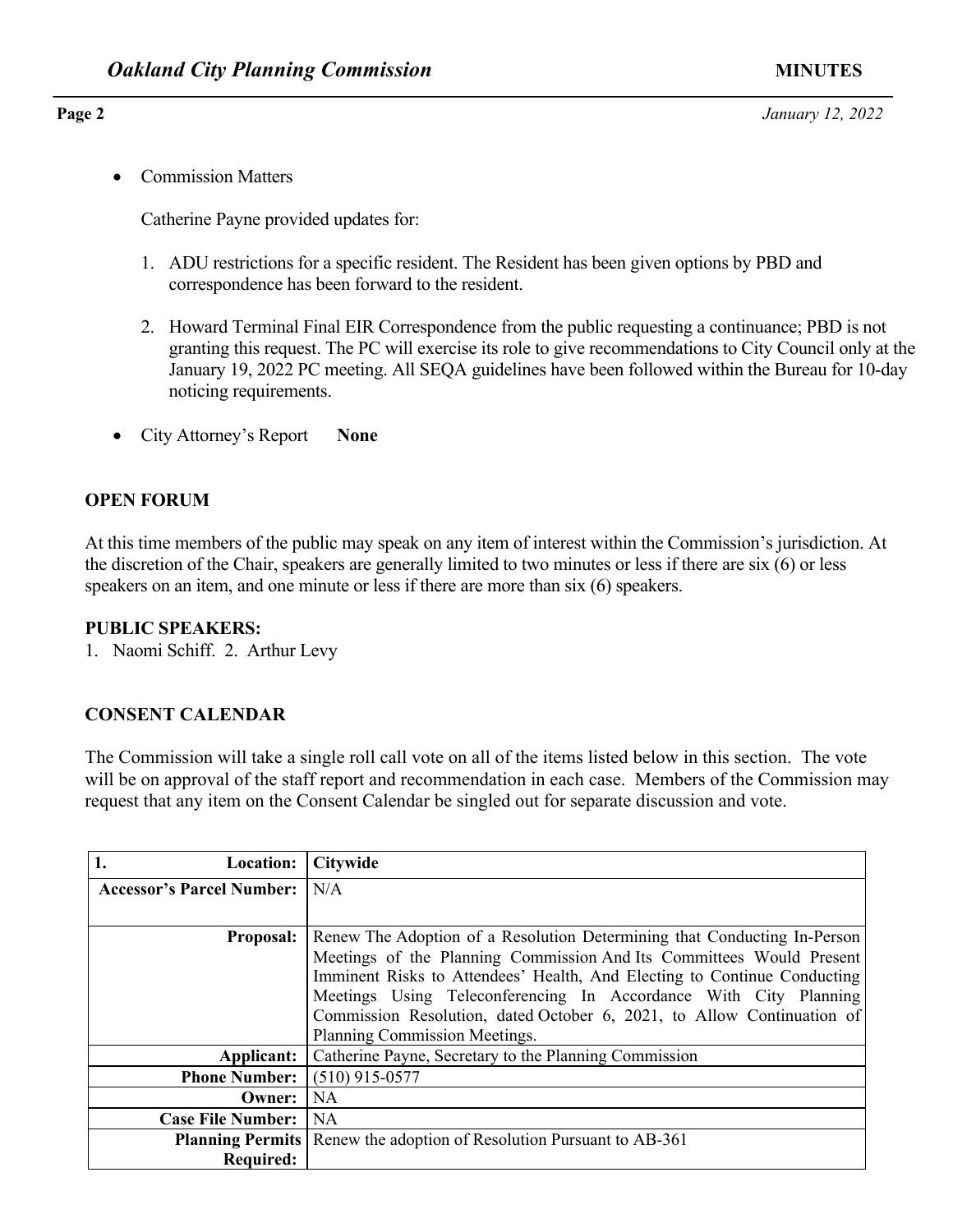- Commission Matters

  Catherine Payne provided updates for:

  1. ADU restrictions for a specific resident. The Resident has been given options by PBD and correspondence has been forward to the resident.

  2. Howard Terminal Final EIR Correspondence from the public requesting a continuance; PBD is not granting this request. The PC will exercise its role to give recommendations to City Council only at the January 19, 2022 PC meeting. All SEQA guidelines have been followed within the Bureau for 10-day noticing requirements.

- City Attorney's Report **None**

## OPEN FORUM

At this time members of the public may speak on any item of interest within the Commission's jurisdiction. At the discretion of the Chair, speakers are generally limited to two minutes or less if there are six (6) or less speakers on an item, and one minute or less if there are more than six (6) speakers.

**PUBLIC SPEAKERS:**
1. Naomi Schiff. 2. Arthur Levy

## CONSENT CALENDAR

The Commission will take a single roll call vote on all of the items listed below in this section. The vote will be on approval of the staff report and recommendation in each case. Members of the Commission may request that any item on the Consent Calendar be singled out for separate discussion and vote.

| **1. Location:** | **Citywide** |
|---|---|
| **Accessor's Parcel Number:** | N/A |
| **Proposal:** | Renew The Adoption of a Resolution Determining that Conducting In-Person Meetings of the Planning Commission And Its Committees Would Present Imminent Risks to Attendees' Health, And Electing to Continue Conducting Meetings Using Teleconferencing In Accordance With City Planning Commission Resolution, dated October 6, 2021, to Allow Continuation of Planning Commission Meetings. |
| **Applicant:** | Catherine Payne, Secretary to the Planning Commission |
| **Phone Number:** | (510) 915-0577 |
| **Owner:** | NA |
| **Case File Number:** | NA |
| **Planning Permits Required:** | Renew the adoption of Resolution Pursuant to AB-361 |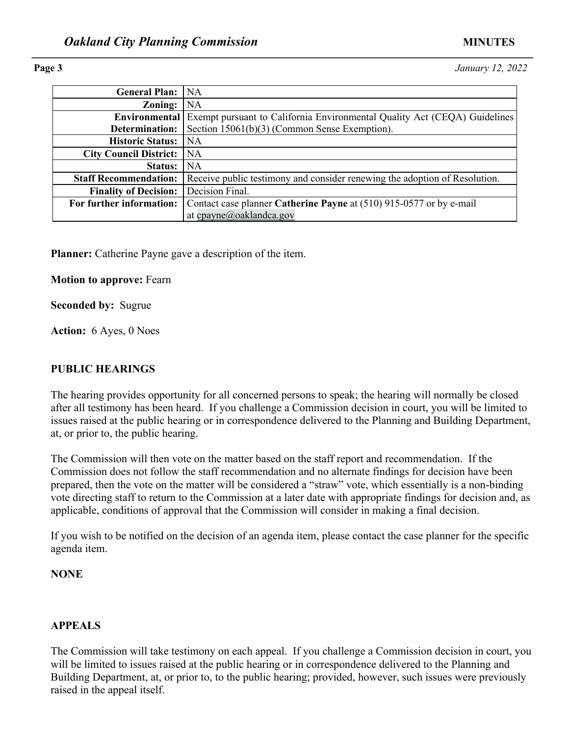| | |
|---|---|
| **General Plan:** | NA |
| **Zoning:** | NA |
| **Environmental Determination:** | Exempt pursuant to California Environmental Quality Act (CEQA) Guidelines Section 15061(b)(3) (Common Sense Exemption). |
| **Historic Status:** | NA |
| **City Council District:** | NA |
| **Status:** | NA |
| **Staff Recommendation:** | Receive public testimony and consider renewing the adoption of Resolution. |
| **Finality of Decision:** | Decision Final. |
| **For further information:** | Contact case planner **Catherine Payne** at (510) 915-0577 or by e-mail at cpayne@oaklandca.gov |

**Planner:** Catherine Payne gave a description of the item.

**Motion to approve:** Fearn

**Seconded by:** Sugrue

**Action:** 6 Ayes, 0 Noes

## PUBLIC HEARINGS

The hearing provides opportunity for all concerned persons to speak; the hearing will normally be closed after all testimony has been heard. If you challenge a Commission decision in court, you will be limited to issues raised at the public hearing or in correspondence delivered to the Planning and Building Department, at, or prior to, the public hearing.

The Commission will then vote on the matter based on the staff report and recommendation. If the Commission does not follow the staff recommendation and no alternate findings for decision have been prepared, then the vote on the matter will be considered a "straw" vote, which essentially is a non-binding vote directing staff to return to the Commission at a later date with appropriate findings for decision and, as applicable, conditions of approval that the Commission will consider in making a final decision.

If you wish to be notified on the decision of an agenda item, please contact the case planner for the specific agenda item.

**NONE**

## APPEALS

The Commission will take testimony on each appeal. If you challenge a Commission decision in court, you will be limited to issues raised at the public hearing or in correspondence delivered to the Planning and Building Department, at, or prior to, to the public hearing; provided, however, such issues were previously raised in the appeal itself.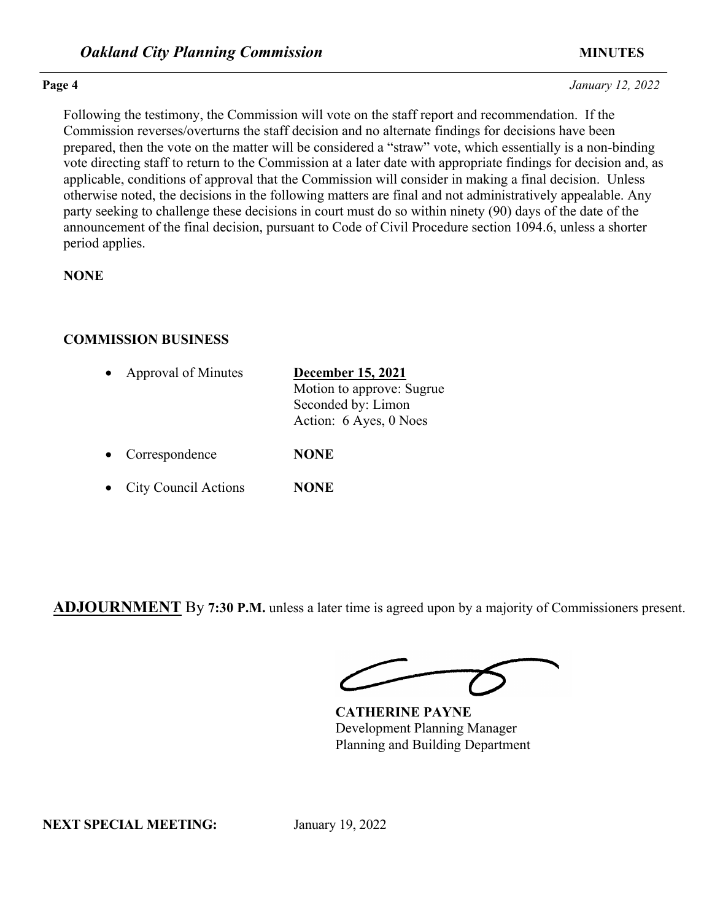Following the testimony, the Commission will vote on the staff report and recommendation. If the Commission reverses/overturns the staff decision and no alternate findings for decisions have been prepared, then the vote on the matter will be considered a "straw" vote, which essentially is a non-binding vote directing staff to return to the Commission at a later date with appropriate findings for decision and, as applicable, conditions of approval that the Commission will consider in making a final decision. Unless otherwise noted, the decisions in the following matters are final and not administratively appealable. Any party seeking to challenge these decisions in court must do so within ninety (90) days of the date of the announcement of the final decision, pursuant to Code of Civil Procedure section 1094.6, unless a shorter period applies.

**NONE**

**COMMISSION BUSINESS**

- Approval of Minutes — **December 15, 2021**
  Motion to approve: Sugrue
  Seconded by: Limon
  Action: 6 Ayes, 0 Noes
- Correspondence — **NONE**
- City Council Actions — **NONE**

**ADJOURNMENT** By **7:30 P.M.** unless a later time is agreed upon by a majority of Commissioners present.

**CATHERINE PAYNE**
Development Planning Manager
Planning and Building Department

**NEXT SPECIAL MEETING:** January 19, 2022